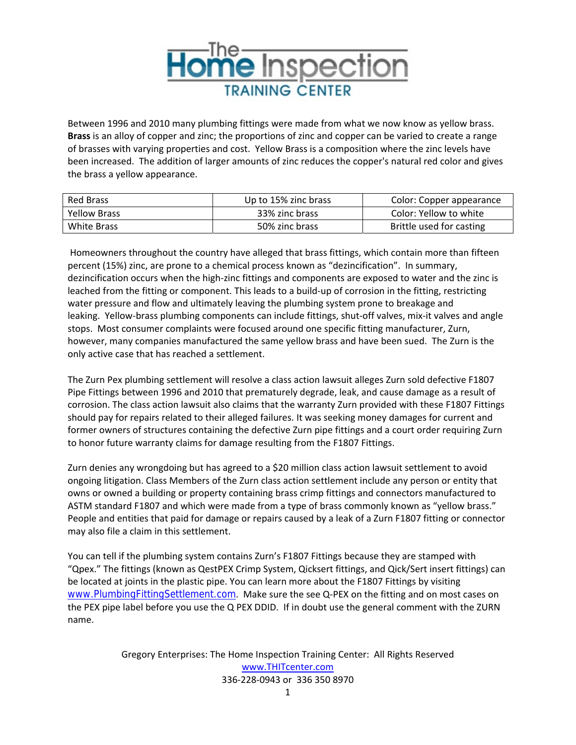# The Home Inspection TRAINING CENTER

Between 1996 and 2010 many plumbing fittings were made from what we now know as yellow brass. **Brass** is an alloy of copper and zinc; the proportions of zinc and copper can be varied to create a range of brasses with varying properties and cost. Yellow Brass is a composition where the zinc levels have been increased. The addition of larger amounts of zinc reduces the copper's natural red color and gives the brass a yellow appearance.

| Red Brass | Up to 15% zinc brass | Color: Copper appearance |
|---|---|---|
| Yellow Brass | 33% zinc brass | Color: Yellow to white |
| White Brass | 50% zinc brass | Brittle used for casting |

Homeowners throughout the country have alleged that brass fittings, which contain more than fifteen percent (15%) zinc, are prone to a chemical process known as "dezincification". In summary, dezincification occurs when the high-zinc fittings and components are exposed to water and the zinc is leached from the fitting or component. This leads to a build-up of corrosion in the fitting, restricting water pressure and flow and ultimately leaving the plumbing system prone to breakage and leaking. Yellow-brass plumbing components can include fittings, shut-off valves, mix-it valves and angle stops. Most consumer complaints were focused around one specific fitting manufacturer, Zurn, however, many companies manufactured the same yellow brass and have been sued. The Zurn is the only active case that has reached a settlement.

The Zurn Pex plumbing settlement will resolve a class action lawsuit alleges Zurn sold defective F1807 Pipe Fittings between 1996 and 2010 that prematurely degrade, leak, and cause damage as a result of corrosion. The class action lawsuit also claims that the warranty Zurn provided with these F1807 Fittings should pay for repairs related to their alleged failures. It was seeking money damages for current and former owners of structures containing the defective Zurn pipe fittings and a court order requiring Zurn to honor future warranty claims for damage resulting from the F1807 Fittings.

Zurn denies any wrongdoing but has agreed to a $20 million class action lawsuit settlement to avoid ongoing litigation. Class Members of the Zurn class action settlement include any person or entity that owns or owned a building or property containing brass crimp fittings and connectors manufactured to ASTM standard F1807 and which were made from a type of brass commonly known as "yellow brass." People and entities that paid for damage or repairs caused by a leak of a Zurn F1807 fitting or connector may also file a claim in this settlement.

You can tell if the plumbing system contains Zurn's F1807 Fittings because they are stamped with "Qpex." The fittings (known as QestPEX Crimp System, Qicksert fittings, and Qick/Sert insert fittings) can be located at joints in the plastic pipe. You can learn more about the F1807 Fittings by visiting www.PlumbingFittingSettlement.com. Make sure the see Q-PEX on the fitting and on most cases on the PEX pipe label before you use the Q PEX DDID. If in doubt use the general comment with the ZURN name.

Gregory Enterprises: The Home Inspection Training Center: All Rights Reserved
www.THITcenter.com
336-228-0943 or 336 350 8970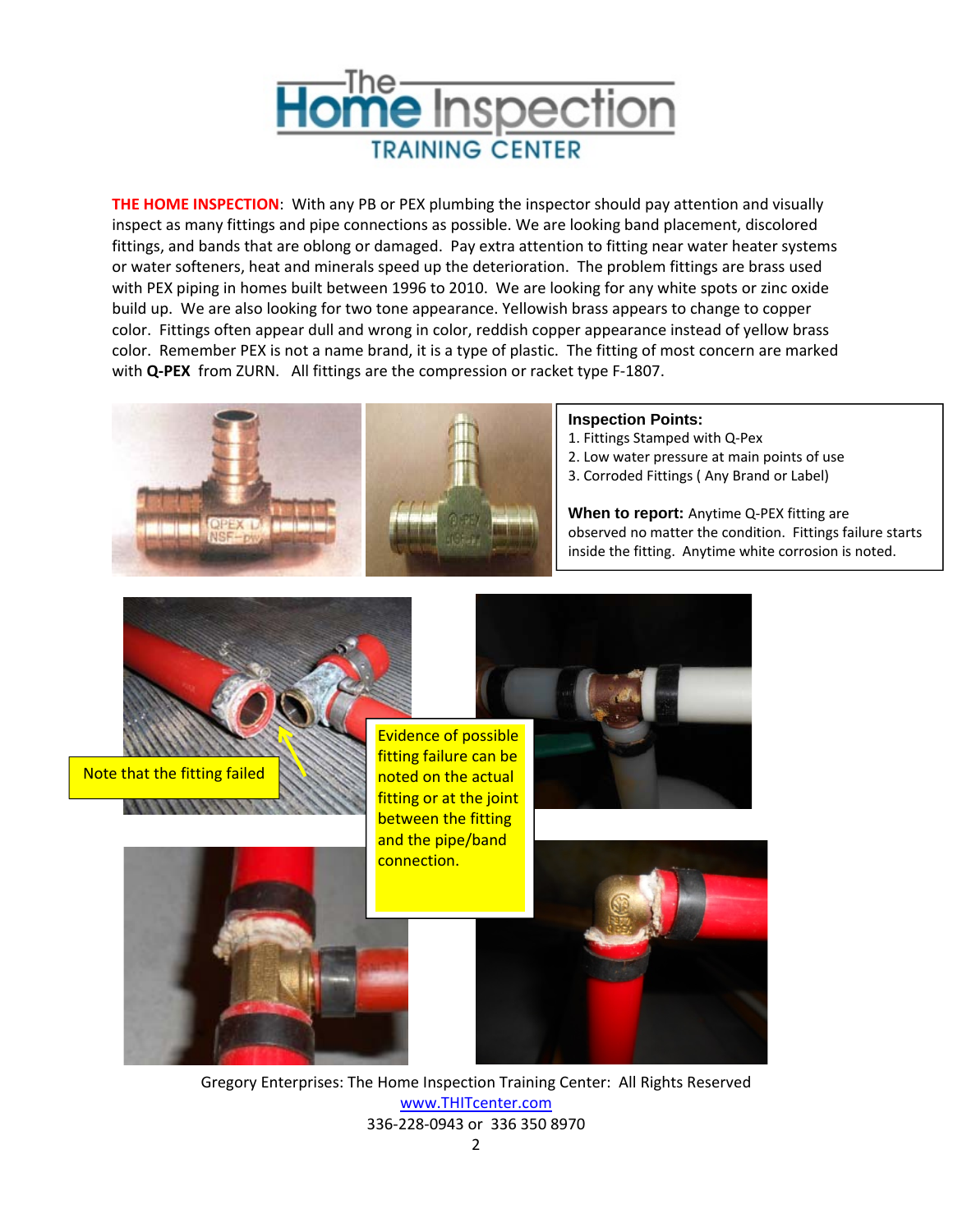**THE HOME INSPECTION**: With any PB or PEX plumbing the inspector should pay attention and visually inspect as many fittings and pipe connections as possible. We are looking band placement, discolored fittings, and bands that are oblong or damaged. Pay extra attention to fitting near water heater systems or water softeners, heat and minerals speed up the deterioration. The problem fittings are brass used with PEX piping in homes built between 1996 to 2010. We are looking for any white spots or zinc oxide build up. We are also looking for two tone appearance. Yellowish brass appears to change to copper color. Fittings often appear dull and wrong in color, reddish copper appearance instead of yellow brass color. Remember PEX is not a name brand, it is a type of plastic. The fitting of most concern are marked with **Q-PEX** from ZURN. All fittings are the compression or racket type F-1807.

**Inspection Points:**
1. Fittings Stamped with Q-Pex
2. Low water pressure at main points of use
3. Corroded Fittings ( Any Brand or Label)

**When to report:** Anytime Q-PEX fitting are observed no matter the condition. Fittings failure starts inside the fitting. Anytime white corrosion is noted.

Note that the fitting failed

Evidence of possible fitting failure can be noted on the actual fitting or at the joint between the fitting and the pipe/band connection.

Gregory Enterprises: The Home Inspection Training Center: All Rights Reserved
www.THITcenter.com
336-228-0943 or 336 350 8970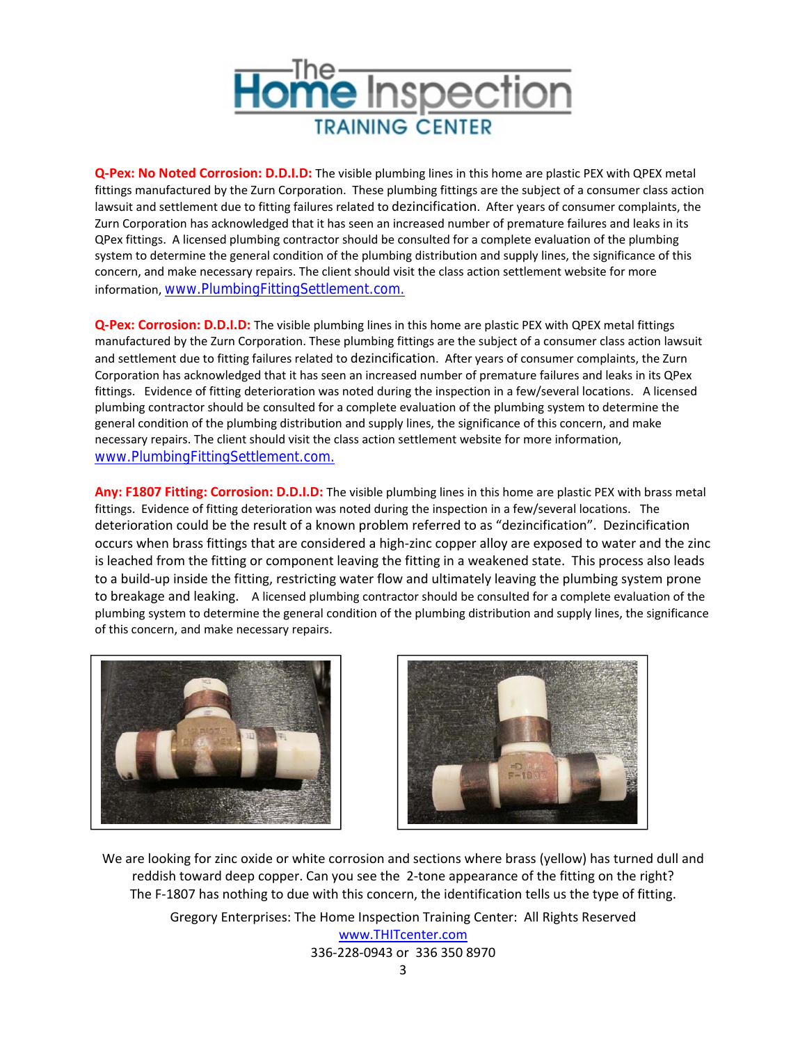**Q-Pex: No Noted Corrosion: D.D.I.D:** The visible plumbing lines in this home are plastic PEX with QPEX metal fittings manufactured by the Zurn Corporation. These plumbing fittings are the subject of a consumer class action lawsuit and settlement due to fitting failures related to dezincification. After years of consumer complaints, the Zurn Corporation has acknowledged that it has seen an increased number of premature failures and leaks in its QPex fittings. A licensed plumbing contractor should be consulted for a complete evaluation of the plumbing system to determine the general condition of the plumbing distribution and supply lines, the significance of this concern, and make necessary repairs. The client should visit the class action settlement website for more information, www.PlumbingFittingSettlement.com.

**Q-Pex: Corrosion: D.D.I.D:** The visible plumbing lines in this home are plastic PEX with QPEX metal fittings manufactured by the Zurn Corporation. These plumbing fittings are the subject of a consumer class action lawsuit and settlement due to fitting failures related to dezincification. After years of consumer complaints, the Zurn Corporation has acknowledged that it has seen an increased number of premature failures and leaks in its QPex fittings. Evidence of fitting deterioration was noted during the inspection in a few/several locations. A licensed plumbing contractor should be consulted for a complete evaluation of the plumbing system to determine the general condition of the plumbing distribution and supply lines, the significance of this concern, and make necessary repairs. The client should visit the class action settlement website for more information, www.PlumbingFittingSettlement.com.

**Any: F1807 Fitting: Corrosion: D.D.I.D:** The visible plumbing lines in this home are plastic PEX with brass metal fittings. Evidence of fitting deterioration was noted during the inspection in a few/several locations. The deterioration could be the result of a known problem referred to as "dezincification". Dezincification occurs when brass fittings that are considered a high-zinc copper alloy are exposed to water and the zinc is leached from the fitting or component leaving the fitting in a weakened state. This process also leads to a build-up inside the fitting, restricting water flow and ultimately leaving the plumbing system prone to breakage and leaking. A licensed plumbing contractor should be consulted for a complete evaluation of the plumbing system to determine the general condition of the plumbing distribution and supply lines, the significance of this concern, and make necessary repairs.

We are looking for zinc oxide or white corrosion and sections where brass (yellow) has turned dull and reddish toward deep copper. Can you see the 2-tone appearance of the fitting on the right? The F-1807 has nothing to due with this concern, the identification tells us the type of fitting.

Gregory Enterprises: The Home Inspection Training Center: All Rights Reserved
www.THITcenter.com
336-228-0943 or 336 350 8970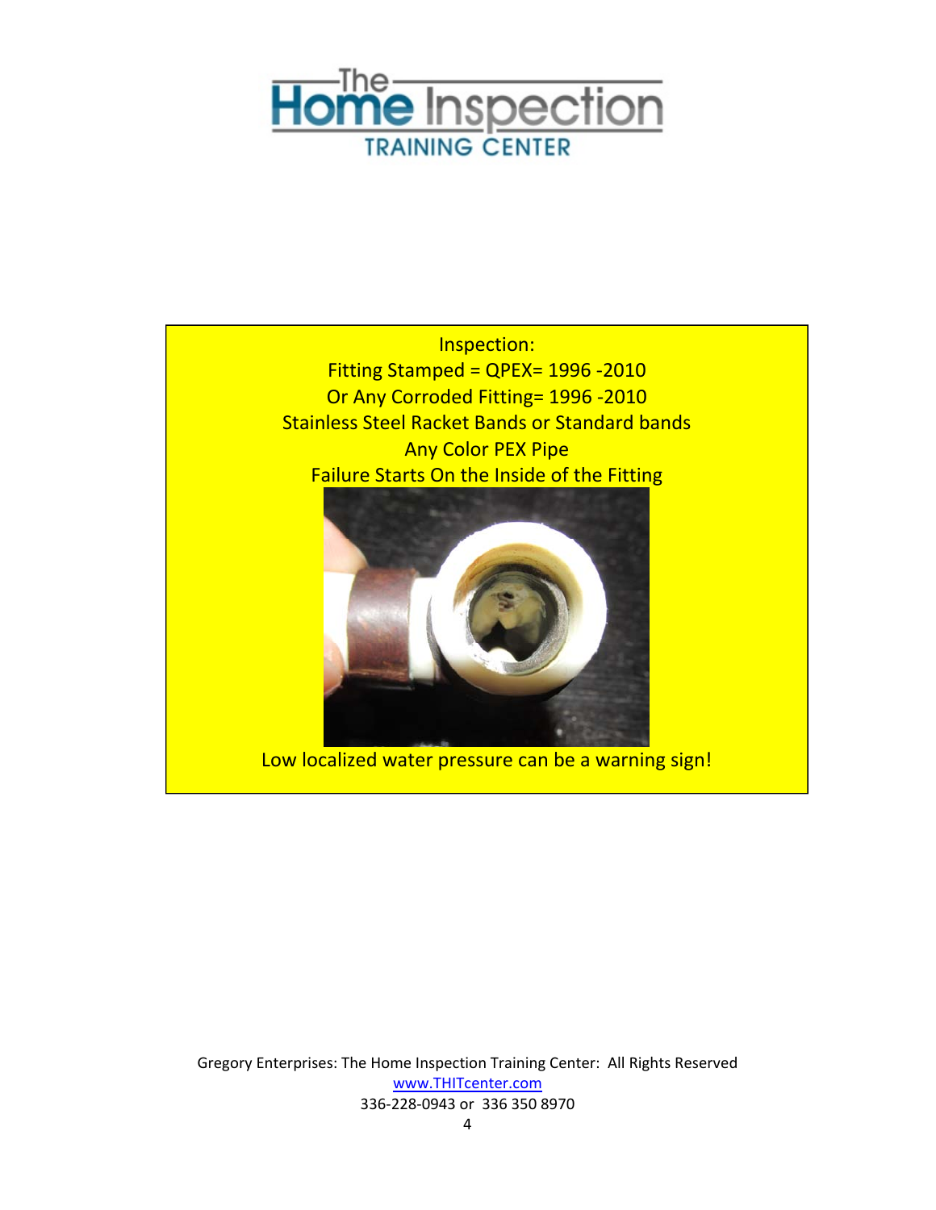Inspection:

Fitting Stamped = QPEX= 1996 -2010

Or Any Corroded Fitting= 1996 -2010

Stainless Steel Racket Bands or Standard bands

Any Color PEX Pipe

Failure Starts On the Inside of the Fitting

Low localized water pressure can be a warning sign!

Gregory Enterprises: The Home Inspection Training Center: All Rights Reserved

www.THITcenter.com

336-228-0943 or 336 350 8970